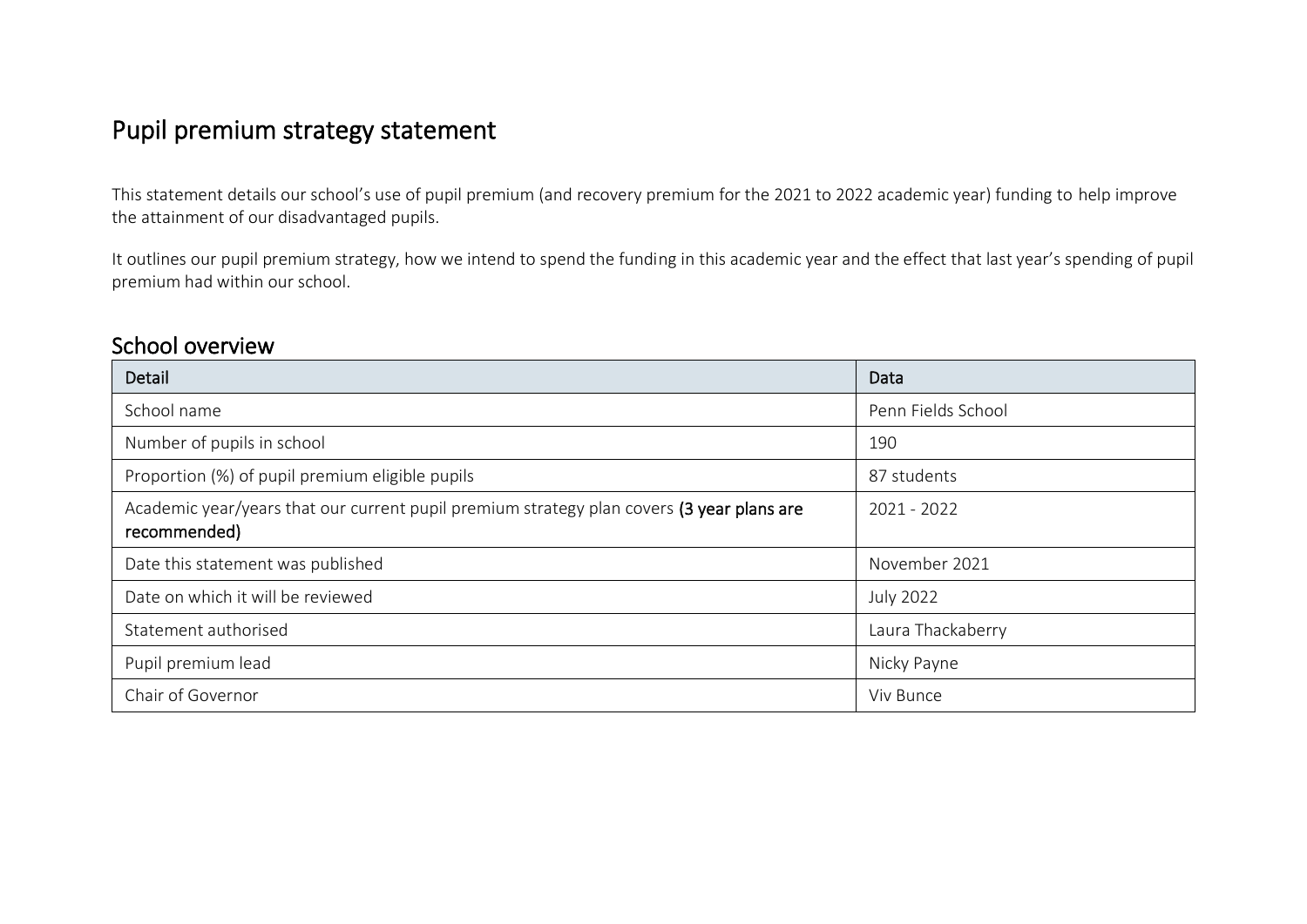# Pupil premium strategy statement

This statement details our school's use of pupil premium (and recovery premium for the 2021 to 2022 academic year) funding to help improve the attainment of our disadvantaged pupils.

It outlines our pupil premium strategy, how we intend to spend the funding in this academic year and the effect that last year's spending of pupil premium had within our school.

## School overview

| Detail | Data |
|---|---|
| School name | Penn Fields School |
| Number of pupils in school | 190 |
| Proportion (%) of pupil premium eligible pupils | 87 students |
| Academic year/years that our current pupil premium strategy plan covers **(3 year plans are recommended)** | 2021 - 2022 |
| Date this statement was published | November 2021 |
| Date on which it will be reviewed | July 2022 |
| Statement authorised | Laura Thackaberry |
| Pupil premium lead | Nicky Payne |
| Chair of Governor | Viv Bunce |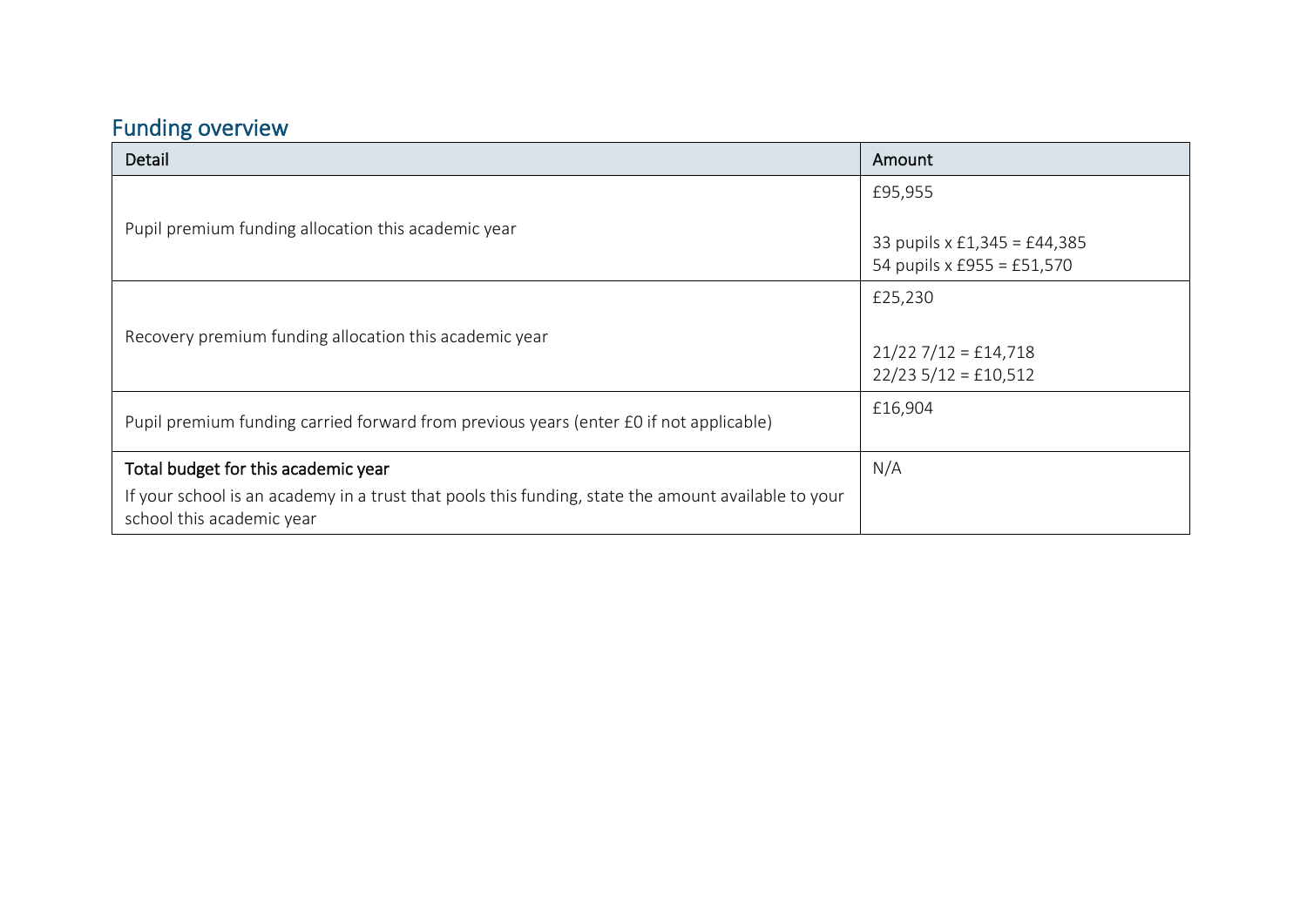## Funding overview

| Detail | Amount |
|---|---|
| Pupil premium funding allocation this academic year | £95,955<br><br>33 pupils x £1,345 = £44,385<br>54 pupils x £955 = £51,570 |
| Recovery premium funding allocation this academic year | £25,230<br><br>21/22 7/12 = £14,718<br>22/23 5/12 = £10,512 |
| Pupil premium funding carried forward from previous years (enter £0 if not applicable) | £16,904 |
| **Total budget for this academic year**<br>If your school is an academy in a trust that pools this funding, state the amount available to your school this academic year | N/A |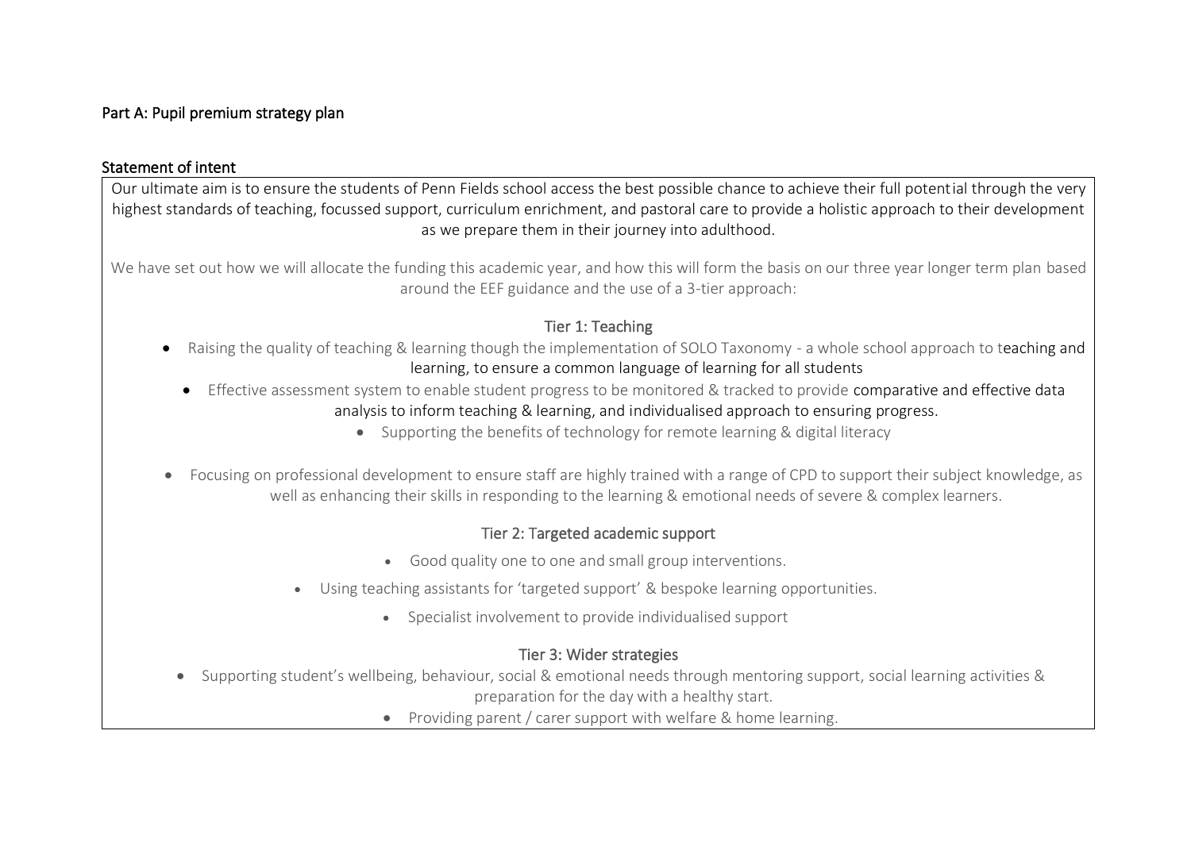## Part A: Pupil premium strategy plan

### Statement of intent

Our ultimate aim is to ensure the students of Penn Fields school access the best possible chance to achieve their full potential through the very highest standards of teaching, focussed support, curriculum enrichment, and pastoral care to provide a holistic approach to their development as we prepare them in their journey into adulthood.

We have set out how we will allocate the funding this academic year, and how this will form the basis on our three year longer term plan based around the EEF guidance and the use of a 3-tier approach:

**Tier 1: Teaching**

- Raising the quality of teaching & learning though the implementation of SOLO Taxonomy - a whole school approach to teaching and learning, to ensure a common language of learning for all students
- Effective assessment system to enable student progress to be monitored & tracked to provide comparative and effective data analysis to inform teaching & learning, and individualised approach to ensuring progress.
- Supporting the benefits of technology for remote learning & digital literacy
- Focusing on professional development to ensure staff are highly trained with a range of CPD to support their subject knowledge, as well as enhancing their skills in responding to the learning & emotional needs of severe & complex learners.

**Tier 2: Targeted academic support**

- Good quality one to one and small group interventions.
- Using teaching assistants for 'targeted support' & bespoke learning opportunities.
- Specialist involvement to provide individualised support

**Tier 3: Wider strategies**

- Supporting student's wellbeing, behaviour, social & emotional needs through mentoring support, social learning activities & preparation for the day with a healthy start.
- Providing parent / carer support with welfare & home learning.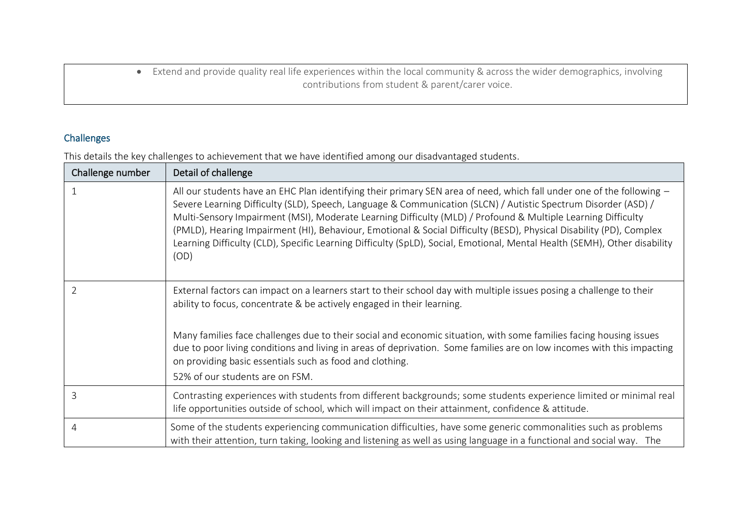- Extend and provide quality real life experiences within the local community & across the wider demographics, involving contributions from student & parent/carer voice.

## Challenges

This details the key challenges to achievement that we have identified among our disadvantaged students.

| Challenge number | Detail of challenge |
|---|---|
| 1 | All our students have an EHC Plan identifying their primary SEN area of need, which fall under one of the following – Severe Learning Difficulty (SLD), Speech, Language & Communication (SLCN) / Autistic Spectrum Disorder (ASD) / Multi-Sensory Impairment (MSI), Moderate Learning Difficulty (MLD) / Profound & Multiple Learning Difficulty (PMLD), Hearing Impairment (HI), Behaviour, Emotional & Social Difficulty (BESD), Physical Disability (PD), Complex Learning Difficulty (CLD), Specific Learning Difficulty (SpLD), Social, Emotional, Mental Health (SEMH), Other disability (OD) |
| 2 | External factors can impact on a learners start to their school day with multiple issues posing a challenge to their ability to focus, concentrate & be actively engaged in their learning.<br><br>Many families face challenges due to their social and economic situation, with some families facing housing issues due to poor living conditions and living in areas of deprivation. Some families are on low incomes with this impacting on providing basic essentials such as food and clothing.<br>52% of our students are on FSM. |
| 3 | Contrasting experiences with students from different backgrounds; some students experience limited or minimal real life opportunities outside of school, which will impact on their attainment, confidence & attitude. |
| 4 | Some of the students experiencing communication difficulties, have some generic commonalities such as problems with their attention, turn taking, looking and listening as well as using language in a functional and social way. The |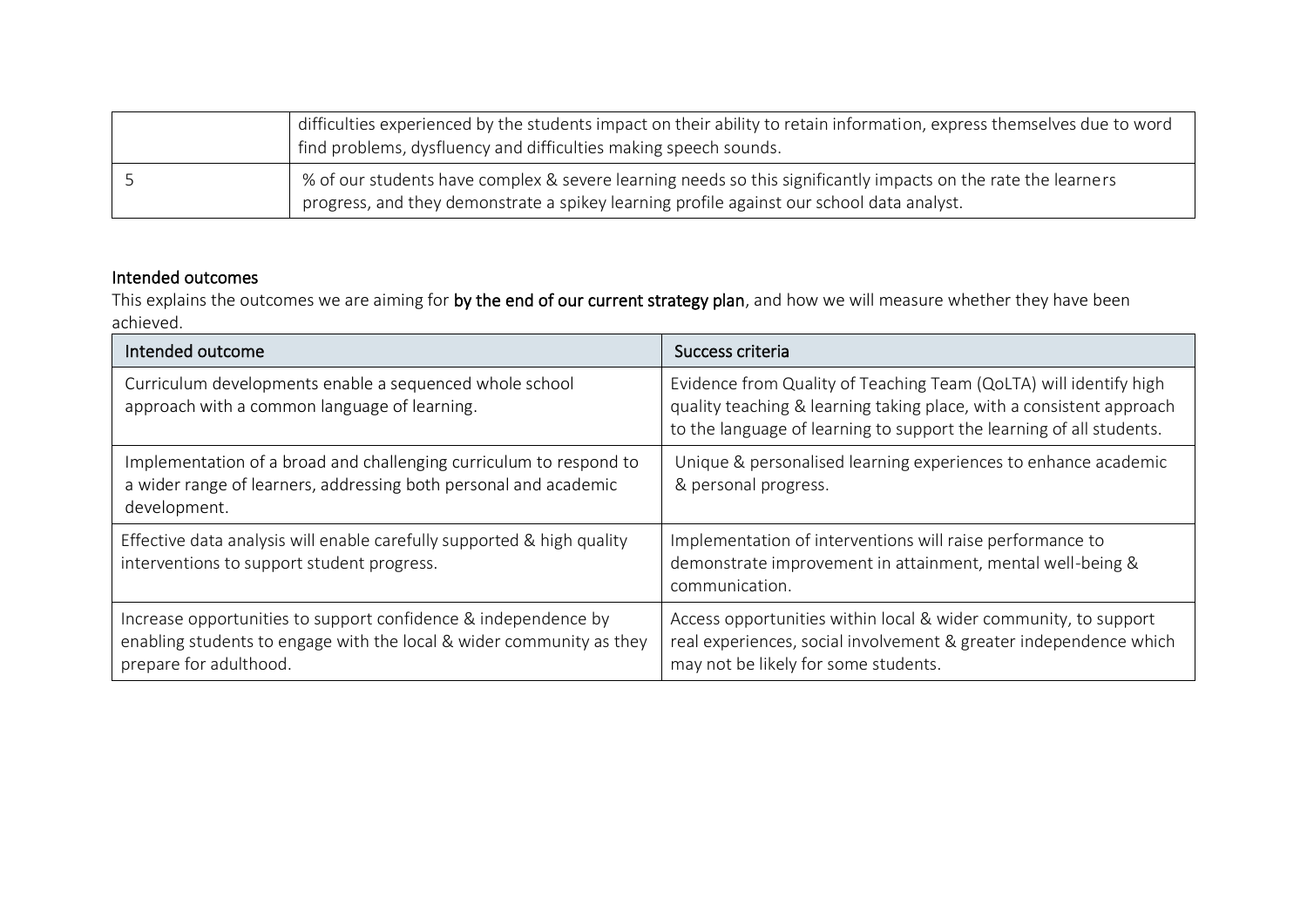| | |
|---|---|
| | difficulties experienced by the students impact on their ability to retain information, express themselves due to word find problems, dysfluency and difficulties making speech sounds. |
| 5 | % of our students have complex & severe learning needs so this significantly impacts on the rate the learners progress, and they demonstrate a spikey learning profile against our school data analyst. |

## Intended outcomes

This explains the outcomes we are aiming for **by the end of our current strategy plan**, and how we will measure whether they have been achieved.

| Intended outcome | Success criteria |
|---|---|
| Curriculum developments enable a sequenced whole school approach with a common language of learning. | Evidence from Quality of Teaching Team (QoLTA) will identify high quality teaching & learning taking place, with a consistent approach to the language of learning to support the learning of all students. |
| Implementation of a broad and challenging curriculum to respond to a wider range of learners, addressing both personal and academic development. | Unique & personalised learning experiences to enhance academic & personal progress. |
| Effective data analysis will enable carefully supported & high quality interventions to support student progress. | Implementation of interventions will raise performance to demonstrate improvement in attainment, mental well-being & communication. |
| Increase opportunities to support confidence & independence by enabling students to engage with the local & wider community as they prepare for adulthood. | Access opportunities within local & wider community, to support real experiences, social involvement & greater independence which may not be likely for some students. |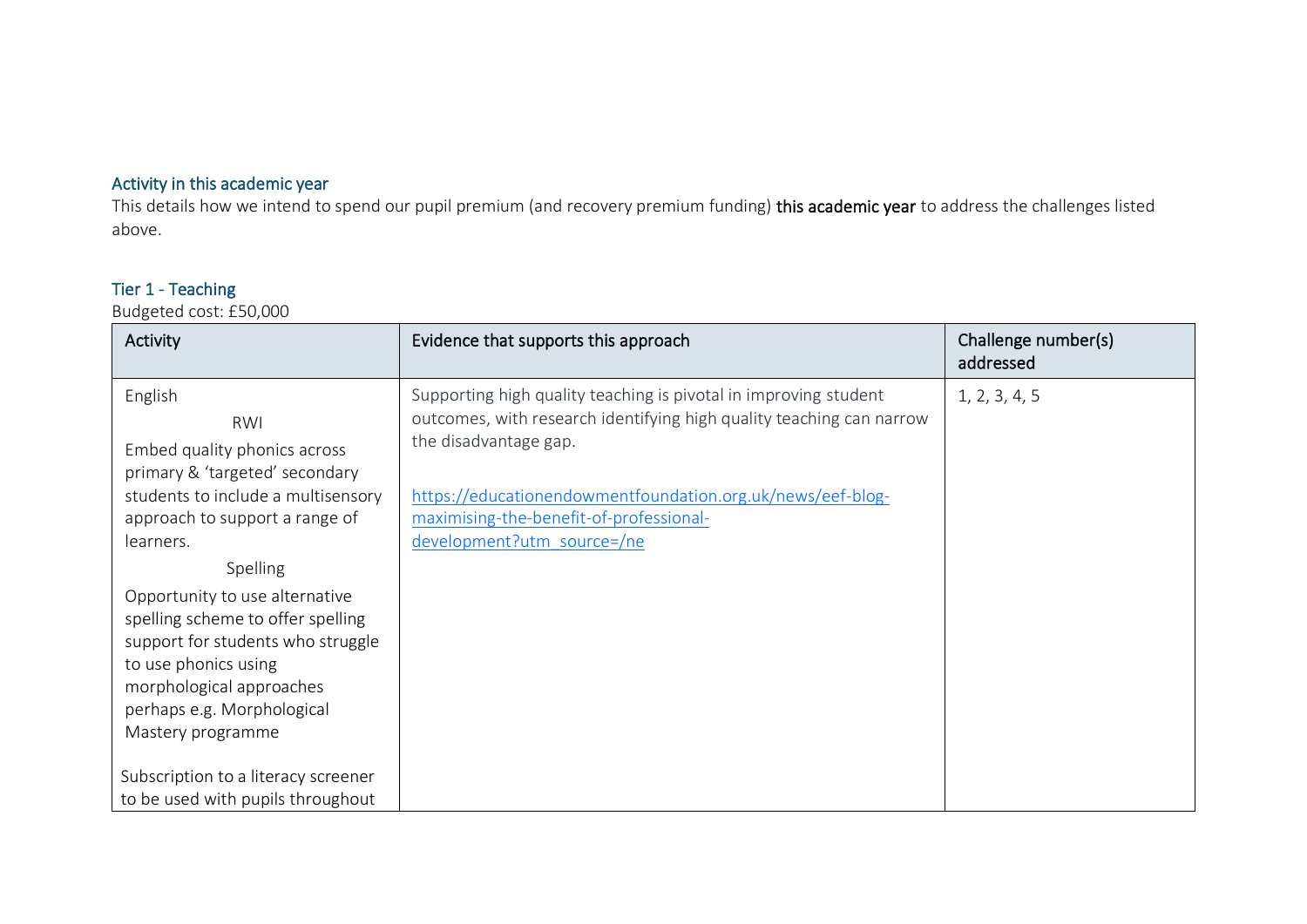### Activity in this academic year

This details how we intend to spend our pupil premium (and recovery premium funding) **this academic year** to address the challenges listed above.

### Tier 1 - Teaching

Budgeted cost: £50,000

| Activity | Evidence that supports this approach | Challenge number(s) addressed |
| --- | --- | --- |
| English<br>RWI<br>Embed quality phonics across primary & 'targeted' secondary students to include a multisensory approach to support a range of learners.<br>Spelling<br>Opportunity to use alternative spelling scheme to offer spelling support for students who struggle to use phonics using morphological approaches perhaps e.g. Morphological Mastery programme<br><br>Subscription to a literacy screener to be used with pupils throughout | Supporting high quality teaching is pivotal in improving student outcomes, with research identifying high quality teaching can narrow the disadvantage gap.<br><br>[https://educationendowmentfoundation.org.uk/news/eef-blog-maximising-the-benefit-of-professional-development?utm_source=/ne](https://educationendowmentfoundation.org.uk/news/eef-blog-maximising-the-benefit-of-professional-development?utm_source=/ne) | 1, 2, 3, 4, 5 |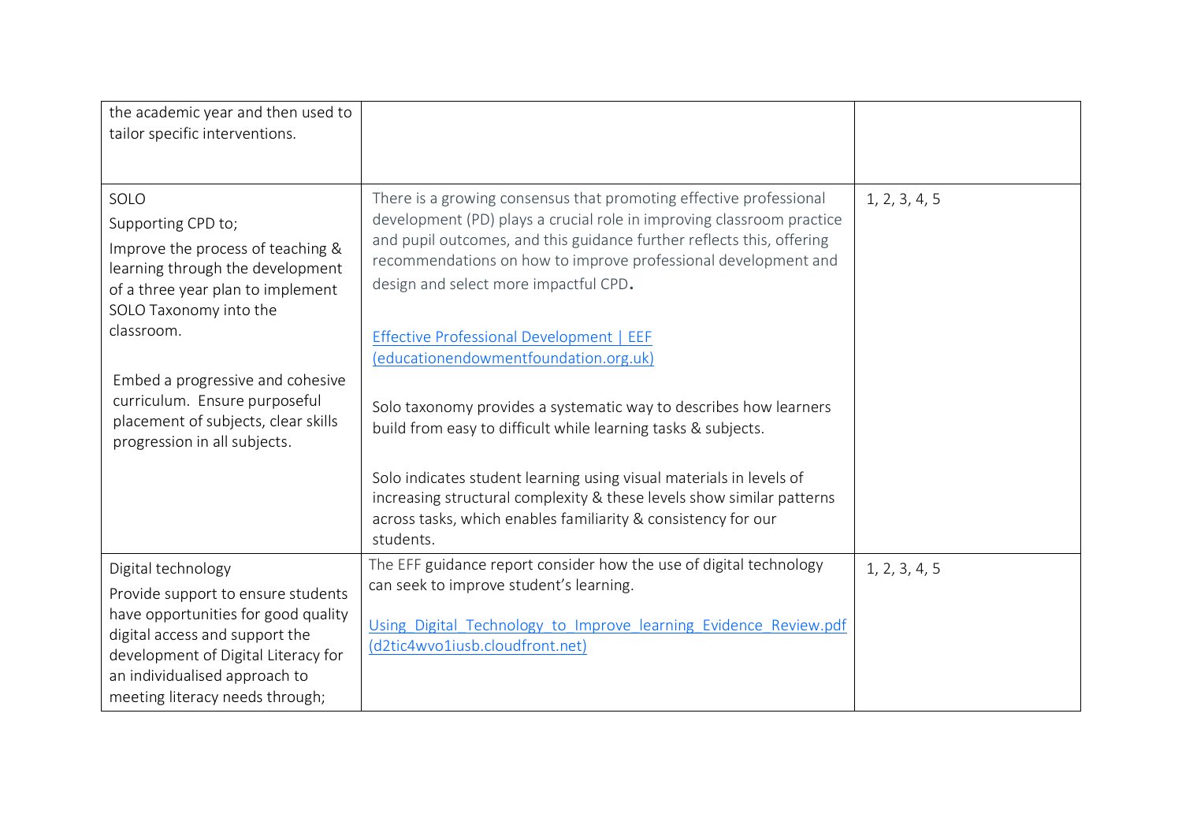| | | |
|---|---|---|
| the academic year and then used to tailor specific interventions. | | |
| SOLO<br>Supporting CPD to;<br>Improve the process of teaching & learning through the development of a three year plan to implement SOLO Taxonomy into the classroom.<br><br>Embed a progressive and cohesive curriculum. Ensure purposeful placement of subjects, clear skills progression in all subjects. | There is a growing consensus that promoting effective professional development (PD) plays a crucial role in improving classroom practice and pupil outcomes, and this guidance further reflects this, offering recommendations on how to improve professional development and design and select more impactful CPD.<br><br>Effective Professional Development \| EEF (educationendowmentfoundation.org.uk)<br><br>Solo taxonomy provides a systematic way to describes how learners build from easy to difficult while learning tasks & subjects.<br><br>Solo indicates student learning using visual materials in levels of increasing structural complexity & these levels show similar patterns across tasks, which enables familiarity & consistency for our students. | 1, 2, 3, 4, 5 |
| Digital technology<br>Provide support to ensure students have opportunities for good quality digital access and support the development of Digital Literacy for an individualised approach to meeting literacy needs through; | The EFF guidance report consider how the use of digital technology can seek to improve student's learning.<br><br>Using_Digital_Technology_to_Improve_learning_Evidence_Review.pdf (d2tic4wvo1iusb.cloudfront.net) | 1, 2, 3, 4, 5 |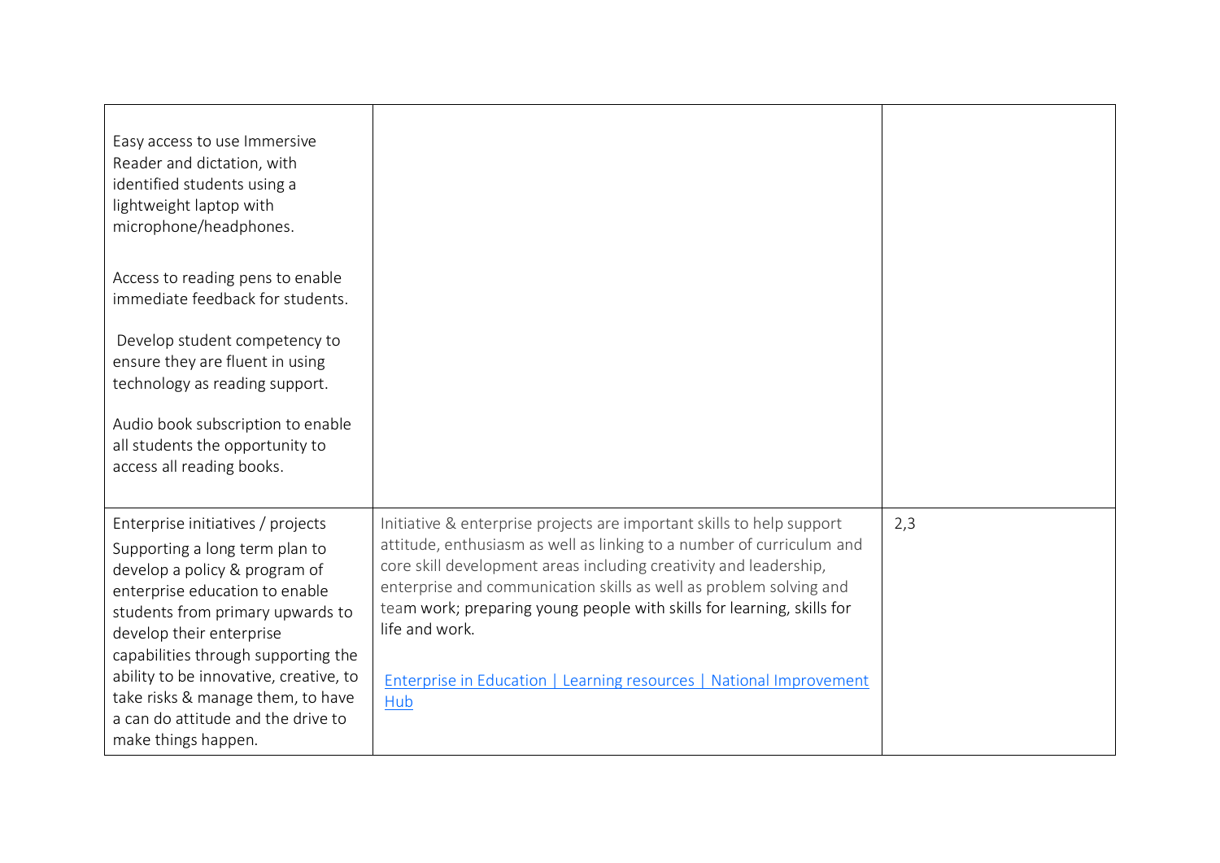| | | |
|---|---|---|
| Easy access to use Immersive Reader and dictation, with identified students using a lightweight laptop with microphone/headphones.<br><br>Access to reading pens to enable immediate feedback for students.<br><br>Develop student competency to ensure they are fluent in using technology as reading support.<br><br>Audio book subscription to enable all students the opportunity to access all reading books. | | |
| Enterprise initiatives / projects<br>Supporting a long term plan to develop a policy & program of enterprise education to enable students from primary upwards to develop their enterprise capabilities through supporting the ability to be innovative, creative, to take risks & manage them, to have a can do attitude and the drive to make things happen. | Initiative & enterprise projects are important skills to help support attitude, enthusiasm as well as linking to a number of curriculum and core skill development areas including creativity and leadership, enterprise and communication skills as well as problem solving and team work; preparing young people with skills for learning, skills for life and work.<br><br>[Enterprise in Education \| Learning resources \| National Improvement Hub]() | 2,3 |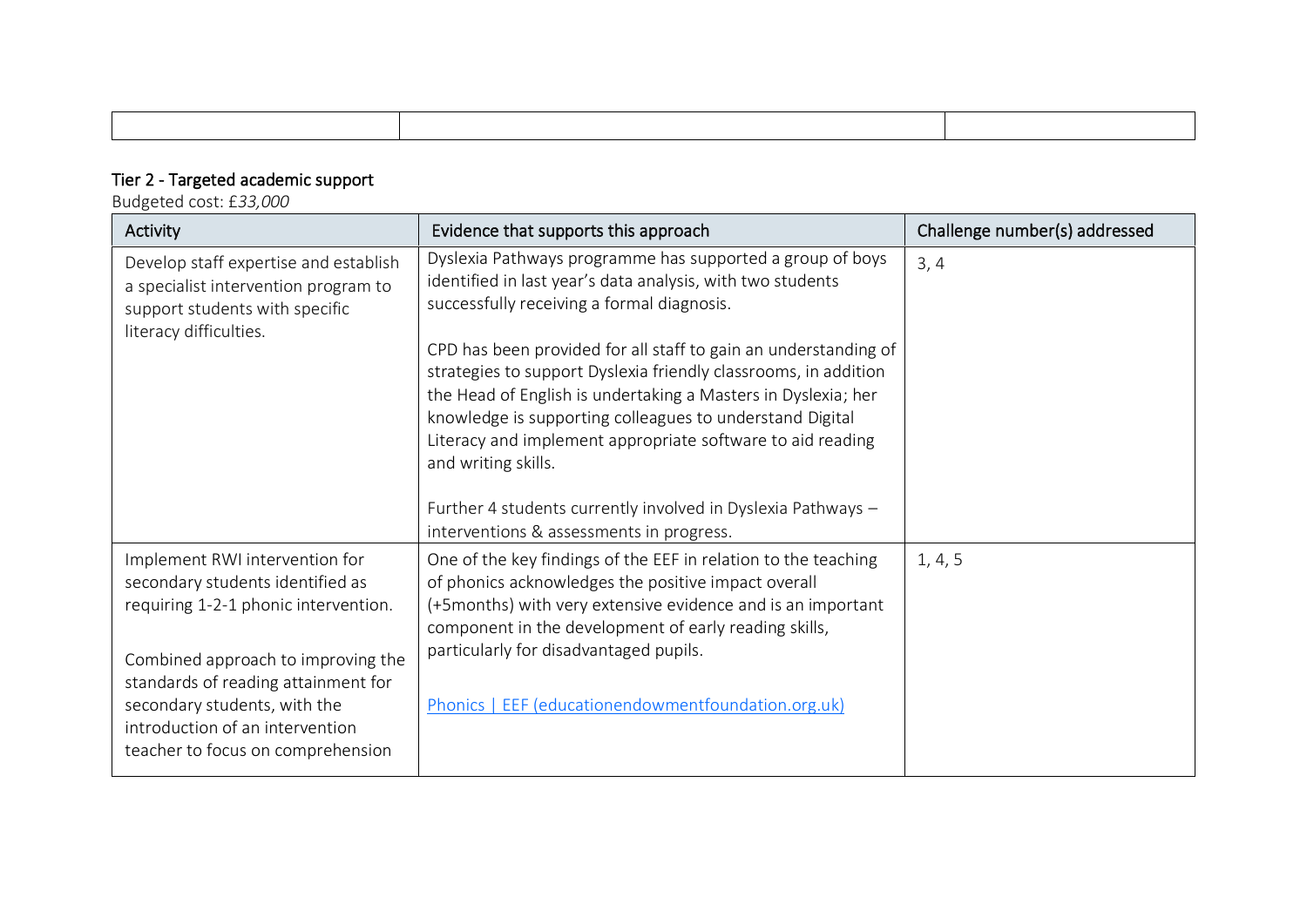| | | |
|---|---|---|
| | | |

### Tier 2 - Targeted academic support

Budgeted cost: £*33,000*

| Activity | Evidence that supports this approach | Challenge number(s) addressed |
|---|---|---|
| Develop staff expertise and establish a specialist intervention program to support students with specific literacy difficulties. | Dyslexia Pathways programme has supported a group of boys identified in last year's data analysis, with two students successfully receiving a formal diagnosis.<br><br>CPD has been provided for all staff to gain an understanding of strategies to support Dyslexia friendly classrooms, in addition the Head of English is undertaking a Masters in Dyslexia; her knowledge is supporting colleagues to understand Digital Literacy and implement appropriate software to aid reading and writing skills.<br><br>Further 4 students currently involved in Dyslexia Pathways – interventions & assessments in progress. | 3, 4 |
| Implement RWI intervention for secondary students identified as requiring 1-2-1 phonic intervention.<br><br>Combined approach to improving the standards of reading attainment for secondary students, with the introduction of an intervention teacher to focus on comprehension | One of the key findings of the EEF in relation to the teaching of phonics acknowledges the positive impact overall (+5months) with very extensive evidence and is an important component in the development of early reading skills, particularly for disadvantaged pupils.<br><br>Phonics \| EEF (educationendowmentfoundation.org.uk) | 1, 4, 5 |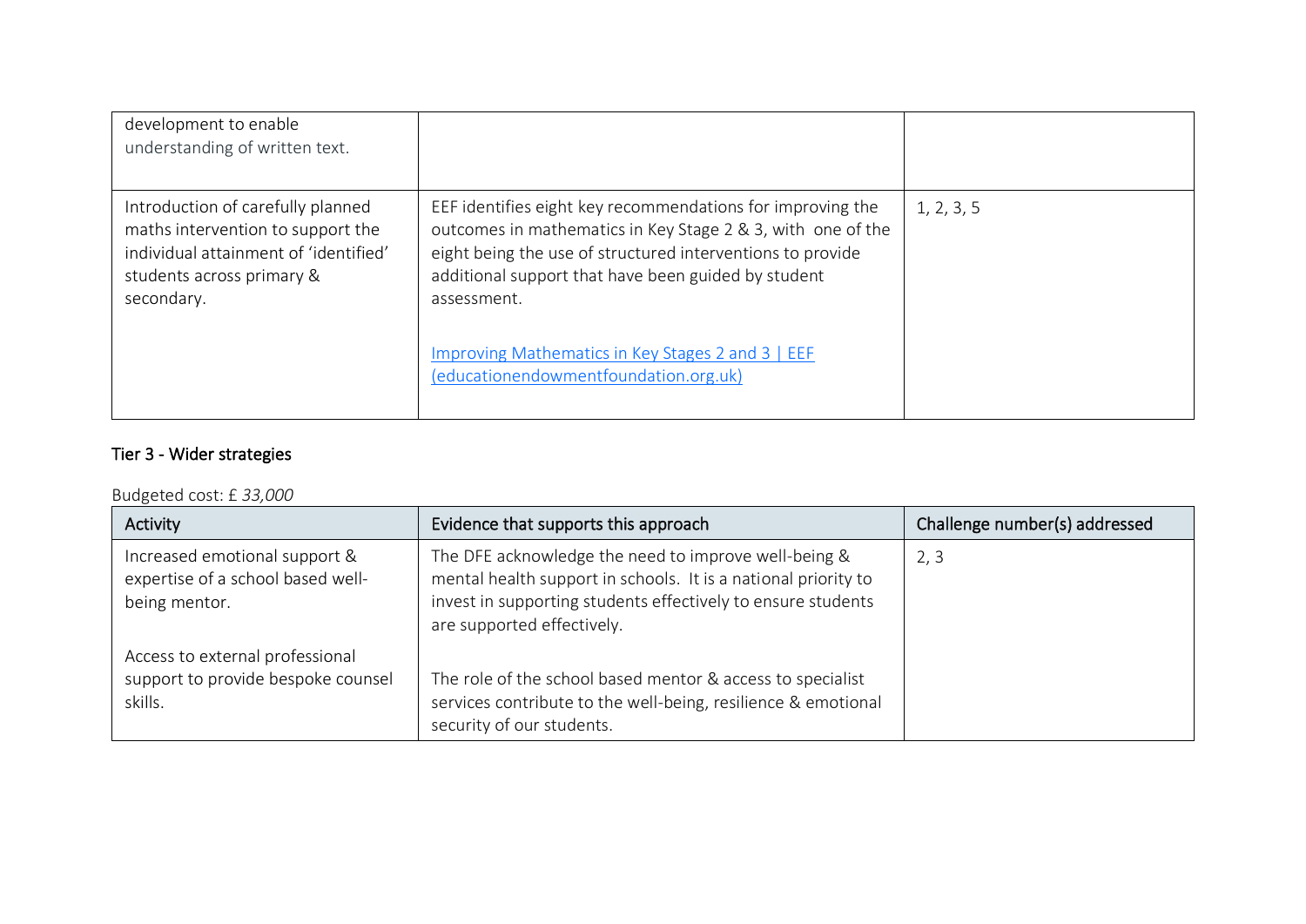| | | |
|---|---|---|
| development to enable understanding of written text. | | |
| Introduction of carefully planned maths intervention to support the individual attainment of 'identified' students across primary & secondary. | EEF identifies eight key recommendations for improving the outcomes in mathematics in Key Stage 2 & 3, with one of the eight being the use of structured interventions to provide additional support that have been guided by student assessment.<br><br>[Improving Mathematics in Key Stages 2 and 3 \| EEF (educationendowmentfoundation.org.uk)]() | 1, 2, 3, 5 |

### Tier 3 - Wider strategies

Budgeted cost: £ *33,000*

| Activity | Evidence that supports this approach | Challenge number(s) addressed |
|---|---|---|
| Increased emotional support & expertise of a school based well-being mentor.<br><br>Access to external professional support to provide bespoke counsel skills. | The DFE acknowledge the need to improve well-being & mental health support in schools. It is a national priority to invest in supporting students effectively to ensure students are supported effectively.<br><br>The role of the school based mentor & access to specialist services contribute to the well-being, resilience & emotional security of our students. | 2, 3 |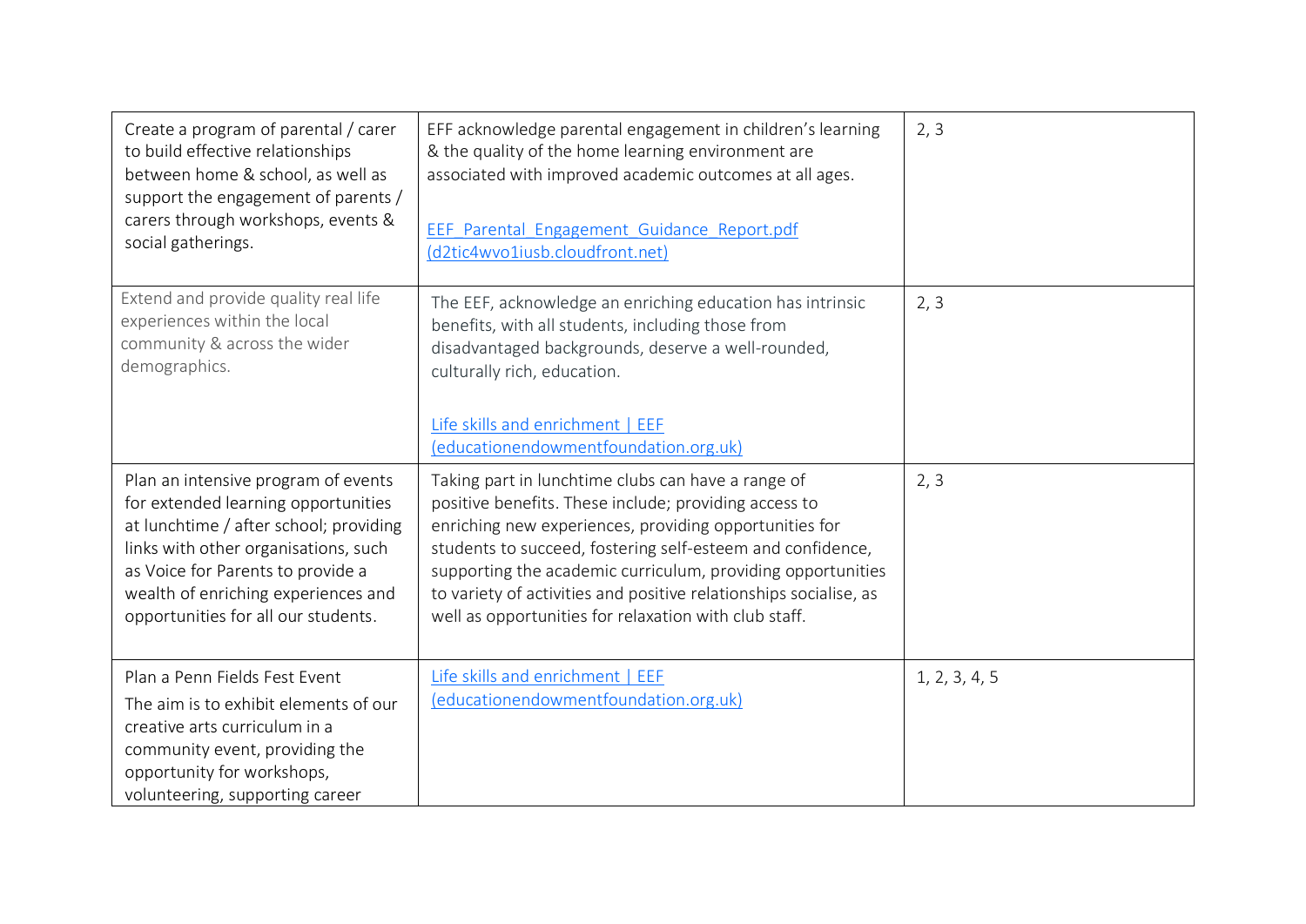| | | |
|---|---|---|
| Create a program of parental / carer to build effective relationships between home & school, as well as support the engagement of parents / carers through workshops, events & social gatherings. | EFF acknowledge parental engagement in children's learning & the quality of the home learning environment are associated with improved academic outcomes at all ages.<br><br>[EEF_Parental_Engagement_Guidance_Report.pdf (d2tic4wvo1iusb.cloudfront.net)]() | 2, 3 |
| Extend and provide quality real life experiences within the local community & across the wider demographics. | The EEF, acknowledge an enriching education has intrinsic benefits, with all students, including those from disadvantaged backgrounds, deserve a well-rounded, culturally rich, education.<br><br>[Life skills and enrichment \| EEF (educationendowmentfoundation.org.uk)]() | 2, 3 |
| Plan an intensive program of events for extended learning opportunities at lunchtime / after school; providing links with other organisations, such as Voice for Parents to provide a wealth of enriching experiences and opportunities for all our students. | Taking part in lunchtime clubs can have a range of positive benefits. These include; providing access to enriching new experiences, providing opportunities for students to succeed, fostering self-esteem and confidence, supporting the academic curriculum, providing opportunities to variety of activities and positive relationships socialise, as well as opportunities for relaxation with club staff. | 2, 3 |
| Plan a Penn Fields Fest Event<br>The aim is to exhibit elements of our creative arts curriculum in a community event, providing the opportunity for workshops, volunteering, supporting career | [Life skills and enrichment \| EEF (educationendowmentfoundation.org.uk)]() | 1, 2, 3, 4, 5 |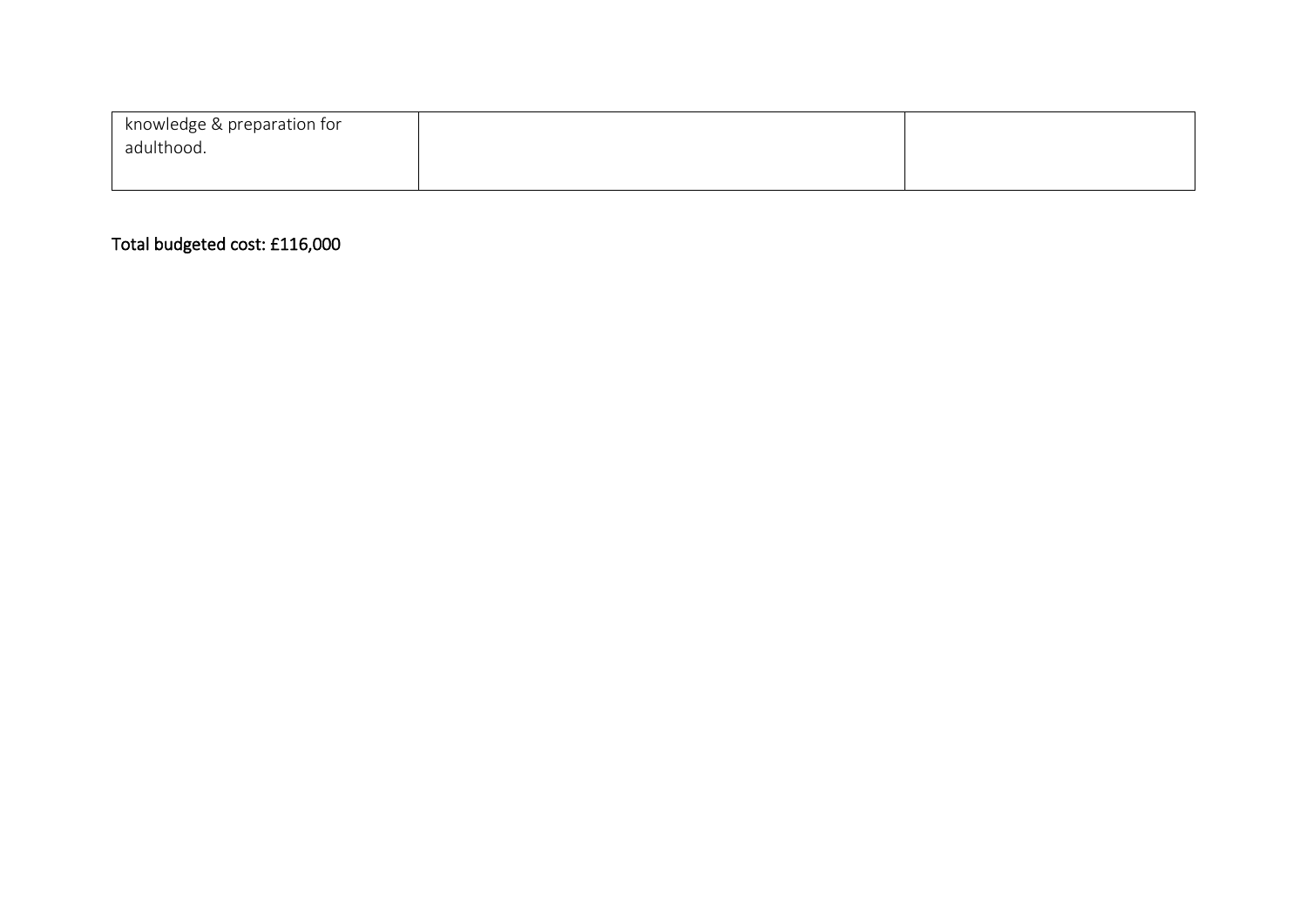| | | |
|---|---|---|
| knowledge & preparation for adulthood. | | |

**Total budgeted cost: £116,000**